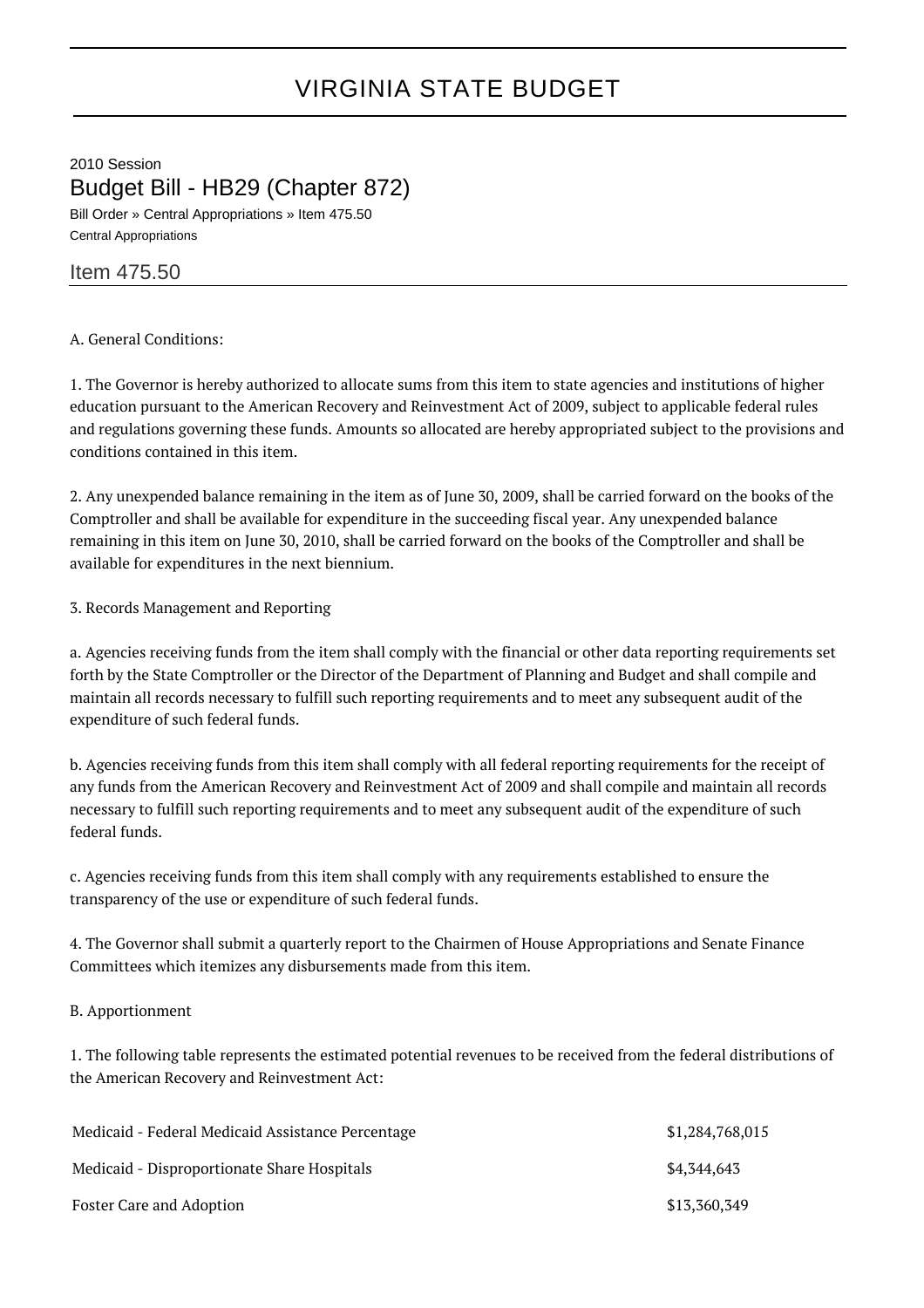# VIRGINIA STATE BUDGET

2010 Session

## Budget Bill - HB29 (Chapter 872)

Bill Order » Central Appropriations » Item 475.50

Central Appropriations

### Item 475.50

A. General Conditions:

1. The Governor is hereby authorized to allocate sums from this item to state agencies and institutions of higher education pursuant to the American Recovery and Reinvestment Act of 2009, subject to applicable federal rules and regulations governing these funds. Amounts so allocated are hereby appropriated subject to the provisions and conditions contained in this item.

2. Any unexpended balance remaining in the item as of June 30, 2009, shall be carried forward on the books of the Comptroller and shall be available for expenditure in the succeeding fiscal year. Any unexpended balance remaining in this item on June 30, 2010, shall be carried forward on the books of the Comptroller and shall be available for expenditures in the next biennium.

3. Records Management and Reporting

a. Agencies receiving funds from the item shall comply with the financial or other data reporting requirements set forth by the State Comptroller or the Director of the Department of Planning and Budget and shall compile and maintain all records necessary to fulfill such reporting requirements and to meet any subsequent audit of the expenditure of such federal funds.

b. Agencies receiving funds from this item shall comply with all federal reporting requirements for the receipt of any funds from the American Recovery and Reinvestment Act of 2009 and shall compile and maintain all records necessary to fulfill such reporting requirements and to meet any subsequent audit of the expenditure of such federal funds.

c. Agencies receiving funds from this item shall comply with any requirements established to ensure the transparency of the use or expenditure of such federal funds.

4. The Governor shall submit a quarterly report to the Chairmen of House Appropriations and Senate Finance Committees which itemizes any disbursements made from this item.

B. Apportionment

1. The following table represents the estimated potential revenues to be received from the federal distributions of the American Recovery and Reinvestment Act:

| | |
|---|---|
| Medicaid - Federal Medicaid Assistance Percentage | $1,284,768,015 |
| Medicaid - Disproportionate Share Hospitals | $4,344,643 |
| Foster Care and Adoption | $13,360,349 |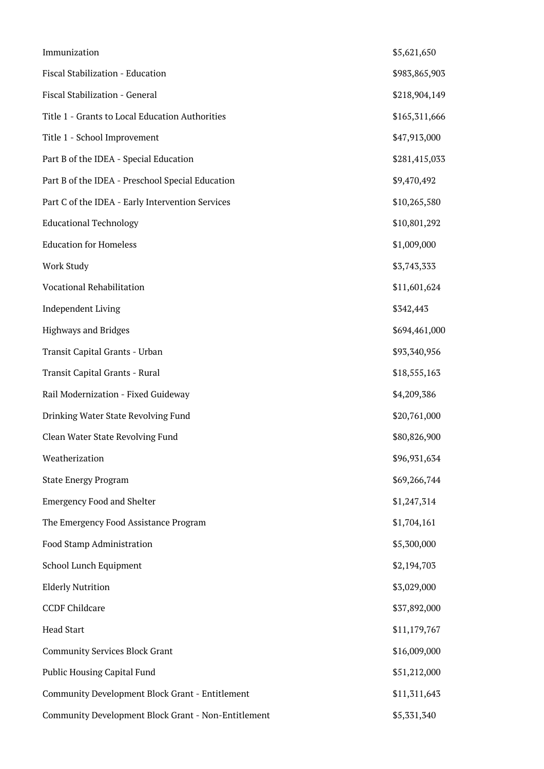| | |
|---|---|
| Immunization | $5,621,650 |
| Fiscal Stabilization - Education | $983,865,903 |
| Fiscal Stabilization - General | $218,904,149 |
| Title 1 - Grants to Local Education Authorities | $165,311,666 |
| Title 1 - School Improvement | $47,913,000 |
| Part B of the IDEA - Special Education | $281,415,033 |
| Part B of the IDEA - Preschool Special Education | $9,470,492 |
| Part C of the IDEA - Early Intervention Services | $10,265,580 |
| Educational Technology | $10,801,292 |
| Education for Homeless | $1,009,000 |
| Work Study | $3,743,333 |
| Vocational Rehabilitation | $11,601,624 |
| Independent Living | $342,443 |
| Highways and Bridges | $694,461,000 |
| Transit Capital Grants - Urban | $93,340,956 |
| Transit Capital Grants - Rural | $18,555,163 |
| Rail Modernization - Fixed Guideway | $4,209,386 |
| Drinking Water State Revolving Fund | $20,761,000 |
| Clean Water State Revolving Fund | $80,826,900 |
| Weatherization | $96,931,634 |
| State Energy Program | $69,266,744 |
| Emergency Food and Shelter | $1,247,314 |
| The Emergency Food Assistance Program | $1,704,161 |
| Food Stamp Administration | $5,300,000 |
| School Lunch Equipment | $2,194,703 |
| Elderly Nutrition | $3,029,000 |
| CCDF Childcare | $37,892,000 |
| Head Start | $11,179,767 |
| Community Services Block Grant | $16,009,000 |
| Public Housing Capital Fund | $51,212,000 |
| Community Development Block Grant - Entitlement | $11,311,643 |
| Community Development Block Grant - Non-Entitlement | $5,331,340 |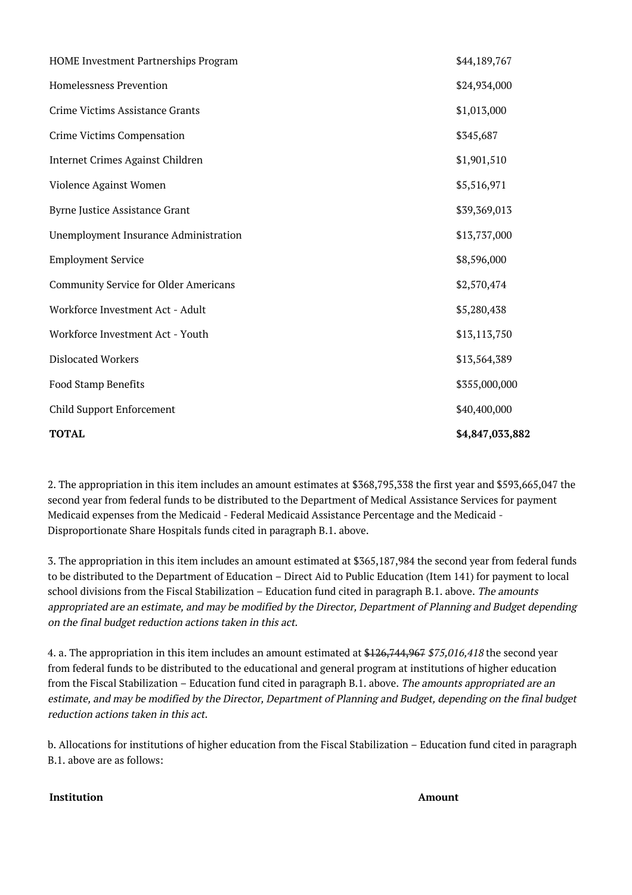| | |
|---|---|
| HOME Investment Partnerships Program | \$44,189,767 |
| Homelessness Prevention | \$24,934,000 |
| Crime Victims Assistance Grants | \$1,013,000 |
| Crime Victims Compensation | \$345,687 |
| Internet Crimes Against Children | \$1,901,510 |
| Violence Against Women | \$5,516,971 |
| Byrne Justice Assistance Grant | \$39,369,013 |
| Unemployment Insurance Administration | \$13,737,000 |
| Employment Service | \$8,596,000 |
| Community Service for Older Americans | \$2,570,474 |
| Workforce Investment Act - Adult | \$5,280,438 |
| Workforce Investment Act - Youth | \$13,113,750 |
| Dislocated Workers | \$13,564,389 |
| Food Stamp Benefits | \$355,000,000 |
| Child Support Enforcement | \$40,400,000 |
| **TOTAL** | **\$4,847,033,882** |

2. The appropriation in this item includes an amount estimates at \$368,795,338 the first year and \$593,665,047 the second year from federal funds to be distributed to the Department of Medical Assistance Services for payment Medicaid expenses from the Medicaid - Federal Medicaid Assistance Percentage and the Medicaid - Disproportionate Share Hospitals funds cited in paragraph B.1. above.

3. The appropriation in this item includes an amount estimated at \$365,187,984 the second year from federal funds to be distributed to the Department of Education – Direct Aid to Public Education (Item 141) for payment to local school divisions from the Fiscal Stabilization – Education fund cited in paragraph B.1. above. *The amounts appropriated are an estimate, and may be modified by the Director, Department of Planning and Budget depending on the final budget reduction actions taken in this act.*

4. a. The appropriation in this item includes an amount estimated at ~~\$126,744,967~~ *\$75,016,418* the second year from federal funds to be distributed to the educational and general program at institutions of higher education from the Fiscal Stabilization – Education fund cited in paragraph B.1. above. *The amounts appropriated are an estimate, and may be modified by the Director, Department of Planning and Budget, depending on the final budget reduction actions taken in this act.*

b. Allocations for institutions of higher education from the Fiscal Stabilization – Education fund cited in paragraph B.1. above are as follows:

| Institution | Amount |
|---|---|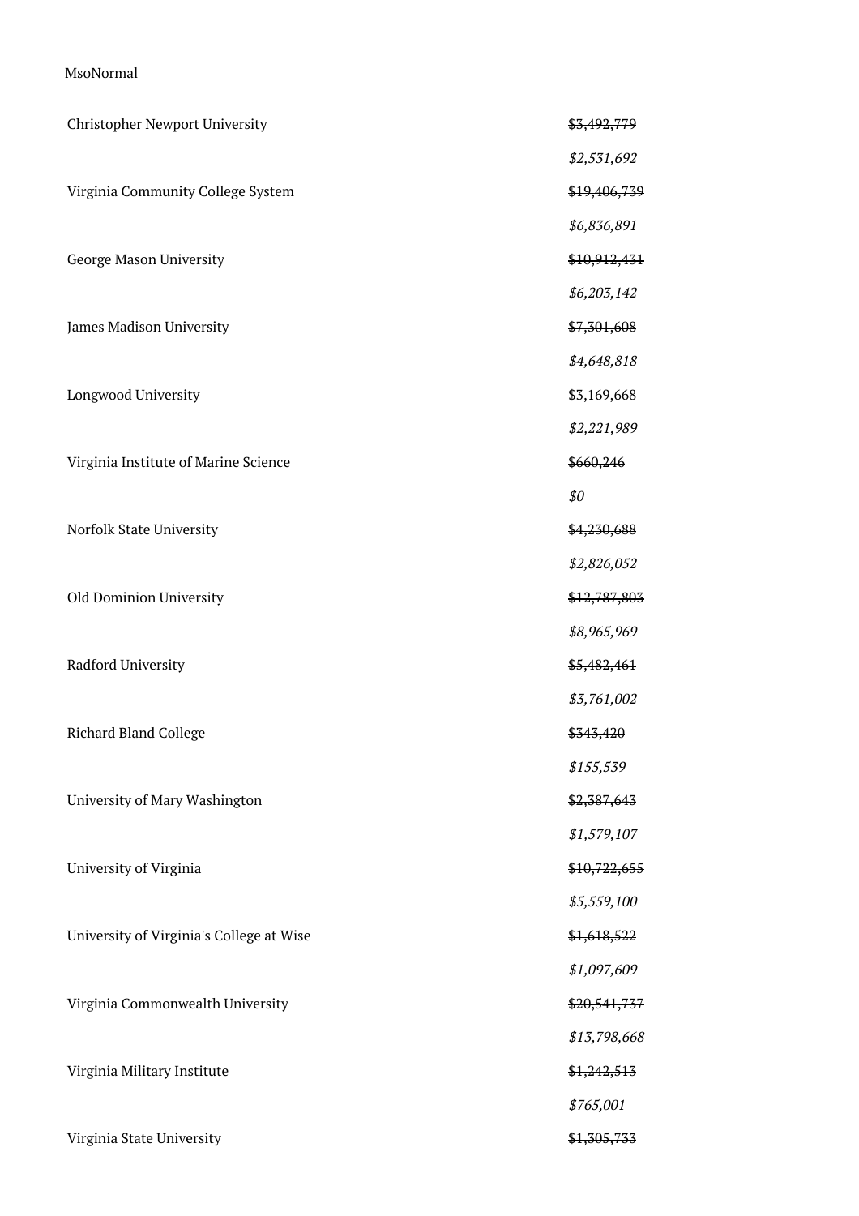MsoNormal

| | |
|---|---|
| Christopher Newport University | ~~$3,492,779~~ |
| | *$2,531,692* |
| Virginia Community College System | ~~$19,406,739~~ |
| | *$6,836,891* |
| George Mason University | ~~$10,912,431~~ |
| | *$6,203,142* |
| James Madison University | ~~$7,301,608~~ |
| | *$4,648,818* |
| Longwood University | ~~$3,169,668~~ |
| | *$2,221,989* |
| Virginia Institute of Marine Science | ~~$660,246~~ |
| | *$0* |
| Norfolk State University | ~~$4,230,688~~ |
| | *$2,826,052* |
| Old Dominion University | ~~$12,787,803~~ |
| | *$8,965,969* |
| Radford University | ~~$5,482,461~~ |
| | *$3,761,002* |
| Richard Bland College | ~~$343,420~~ |
| | *$155,539* |
| University of Mary Washington | ~~$2,387,643~~ |
| | *$1,579,107* |
| University of Virginia | ~~$10,722,655~~ |
| | *$5,559,100* |
| University of Virginia's College at Wise | ~~$1,618,522~~ |
| | *$1,097,609* |
| Virginia Commonwealth University | ~~$20,541,737~~ |
| | *$13,798,668* |
| Virginia Military Institute | ~~$1,242,513~~ |
| | *$765,001* |
| Virginia State University | ~~$1,305,733~~ |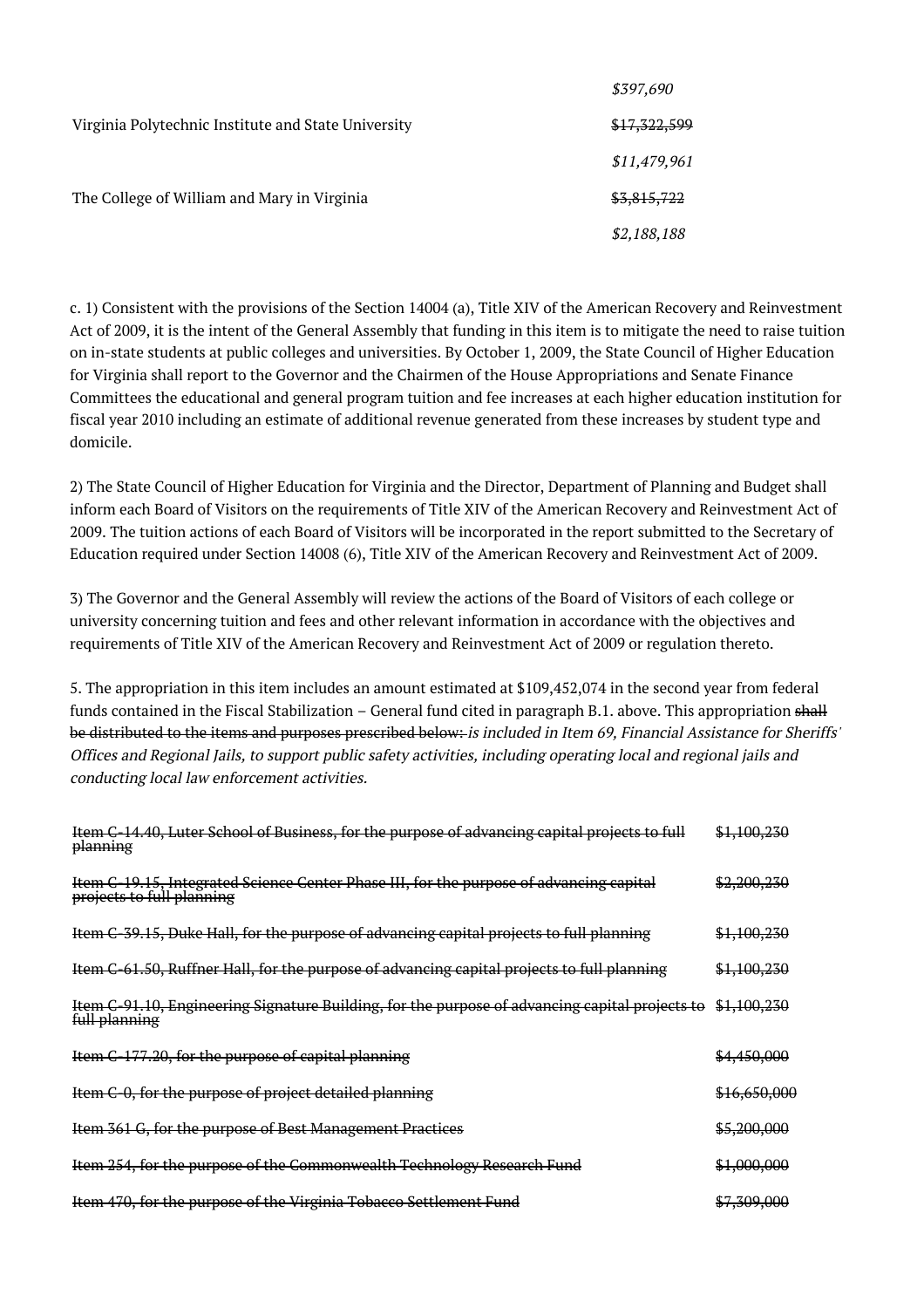| | |
|---|---|
| | *$397,690* |
| Virginia Polytechnic Institute and State University | ~~$17,322,599~~ |
| | *$11,479,961* |
| The College of William and Mary in Virginia | ~~$3,815,722~~ |
| | *$2,188,188* |

c. 1) Consistent with the provisions of the Section 14004 (a), Title XIV of the American Recovery and Reinvestment Act of 2009, it is the intent of the General Assembly that funding in this item is to mitigate the need to raise tuition on in-state students at public colleges and universities. By October 1, 2009, the State Council of Higher Education for Virginia shall report to the Governor and the Chairmen of the House Appropriations and Senate Finance Committees the educational and general program tuition and fee increases at each higher education institution for fiscal year 2010 including an estimate of additional revenue generated from these increases by student type and domicile.

2) The State Council of Higher Education for Virginia and the Director, Department of Planning and Budget shall inform each Board of Visitors on the requirements of Title XIV of the American Recovery and Reinvestment Act of 2009. The tuition actions of each Board of Visitors will be incorporated in the report submitted to the Secretary of Education required under Section 14008 (6), Title XIV of the American Recovery and Reinvestment Act of 2009.

3) The Governor and the General Assembly will review the actions of the Board of Visitors of each college or university concerning tuition and fees and other relevant information in accordance with the objectives and requirements of Title XIV of the American Recovery and Reinvestment Act of 2009 or regulation thereto.

5. The appropriation in this item includes an amount estimated at $109,452,074 in the second year from federal funds contained in the Fiscal Stabilization – General fund cited in paragraph B.1. above. This appropriation ~~shall be distributed to the items and purposes prescribed below:~~ *is included in Item 69, Financial Assistance for Sheriffs' Offices and Regional Jails, to support public safety activities, including operating local and regional jails and conducting local law enforcement activities.*

| | |
|---|---|
| ~~Item C-14.40, Luter School of Business, for the purpose of advancing capital projects to full planning~~ | ~~$1,100,230~~ |
| ~~Item C-19.15, Integrated Science Center Phase III, for the purpose of advancing capital projects to full planning~~ | ~~$2,200,230~~ |
| ~~Item C-39.15, Duke Hall, for the purpose of advancing capital projects to full planning~~ | ~~$1,100,230~~ |
| ~~Item C-61.50, Ruffner Hall, for the purpose of advancing capital projects to full planning~~ | ~~$1,100,230~~ |
| ~~Item C-91.10, Engineering Signature Building, for the purpose of advancing capital projects to full planning~~ | ~~$1,100,230~~ |
| ~~Item C-177.20, for the purpose of capital planning~~ | ~~$4,450,000~~ |
| ~~Item C-0, for the purpose of project detailed planning~~ | ~~$16,650,000~~ |
| ~~Item 361 G, for the purpose of Best Management Practices~~ | ~~$5,200,000~~ |
| ~~Item 254, for the purpose of the Commonwealth Technology Research Fund~~ | ~~$1,000,000~~ |
| ~~Item 470, for the purpose of the Virginia Tobacco Settlement Fund~~ | ~~$7,309,000~~ |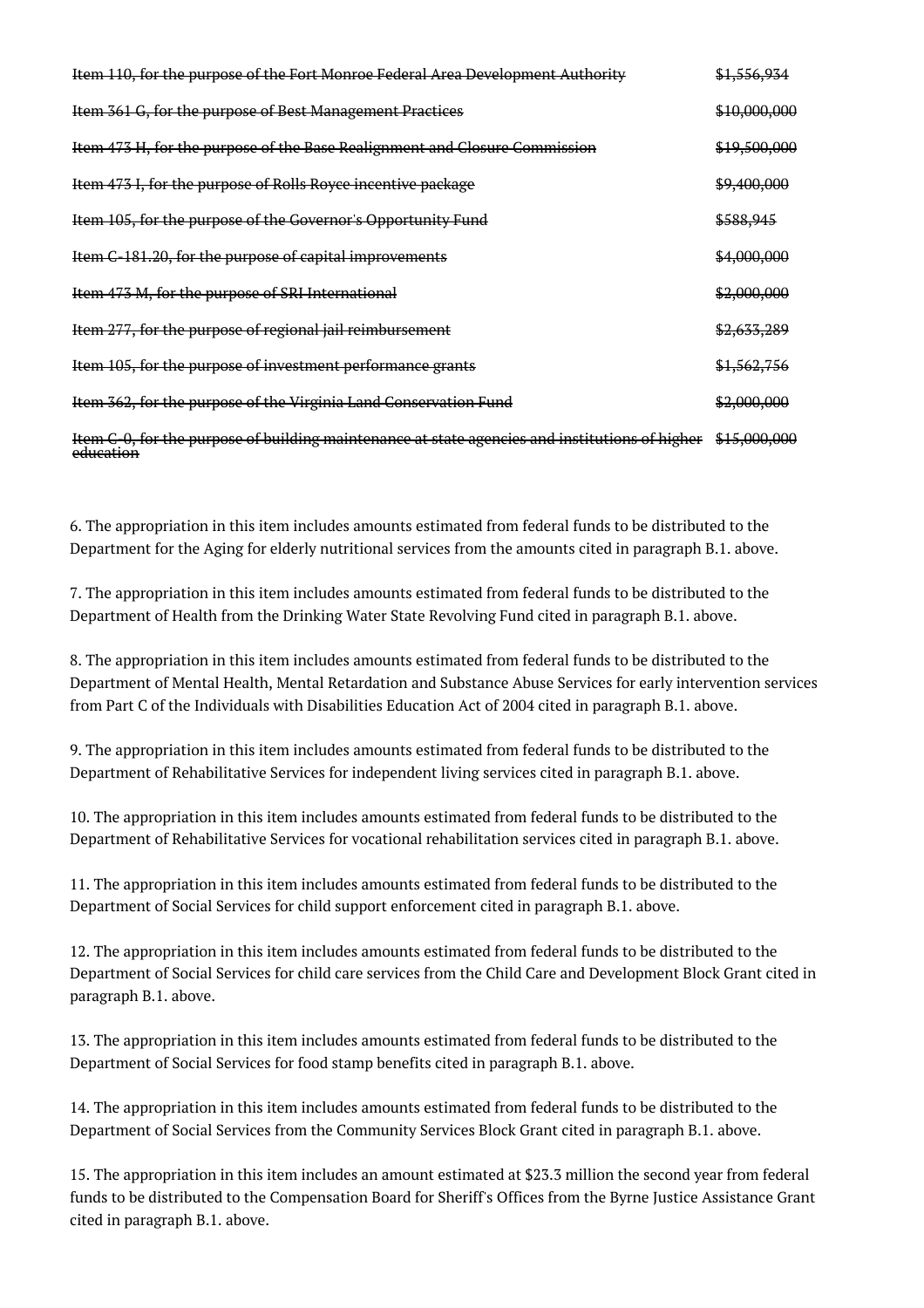| ~~Item 110, for the purpose of the Fort Monroe Federal Area Development Authority~~ | ~~$1,556,934~~ |
|---|---|
| ~~Item 361 G, for the purpose of Best Management Practices~~ | ~~$10,000,000~~ |
| ~~Item 473 H, for the purpose of the Base Realignment and Closure Commission~~ | ~~$19,500,000~~ |
| ~~Item 473 I, for the purpose of Rolls Royce incentive package~~ | ~~$9,400,000~~ |
| ~~Item 105, for the purpose of the Governor's Opportunity Fund~~ | ~~$588,945~~ |
| ~~Item C-181.20, for the purpose of capital improvements~~ | ~~$4,000,000~~ |
| ~~Item 473 M, for the purpose of SRI International~~ | ~~$2,000,000~~ |
| ~~Item 277, for the purpose of regional jail reimbursement~~ | ~~$2,633,289~~ |
| ~~Item 105, for the purpose of investment performance grants~~ | ~~$1,562,756~~ |
| ~~Item 362, for the purpose of the Virginia Land Conservation Fund~~ | ~~$2,000,000~~ |
| ~~Item C-0, for the purpose of building maintenance at state agencies and institutions of higher education~~ | ~~$15,000,000~~ |

6. The appropriation in this item includes amounts estimated from federal funds to be distributed to the Department for the Aging for elderly nutritional services from the amounts cited in paragraph B.1. above.

7. The appropriation in this item includes amounts estimated from federal funds to be distributed to the Department of Health from the Drinking Water State Revolving Fund cited in paragraph B.1. above.

8. The appropriation in this item includes amounts estimated from federal funds to be distributed to the Department of Mental Health, Mental Retardation and Substance Abuse Services for early intervention services from Part C of the Individuals with Disabilities Education Act of 2004 cited in paragraph B.1. above.

9. The appropriation in this item includes amounts estimated from federal funds to be distributed to the Department of Rehabilitative Services for independent living services cited in paragraph B.1. above.

10. The appropriation in this item includes amounts estimated from federal funds to be distributed to the Department of Rehabilitative Services for vocational rehabilitation services cited in paragraph B.1. above.

11. The appropriation in this item includes amounts estimated from federal funds to be distributed to the Department of Social Services for child support enforcement cited in paragraph B.1. above.

12. The appropriation in this item includes amounts estimated from federal funds to be distributed to the Department of Social Services for child care services from the Child Care and Development Block Grant cited in paragraph B.1. above.

13. The appropriation in this item includes amounts estimated from federal funds to be distributed to the Department of Social Services for food stamp benefits cited in paragraph B.1. above.

14. The appropriation in this item includes amounts estimated from federal funds to be distributed to the Department of Social Services from the Community Services Block Grant cited in paragraph B.1. above.

15. The appropriation in this item includes an amount estimated at $23.3 million the second year from federal funds to be distributed to the Compensation Board for Sheriff's Offices from the Byrne Justice Assistance Grant cited in paragraph B.1. above.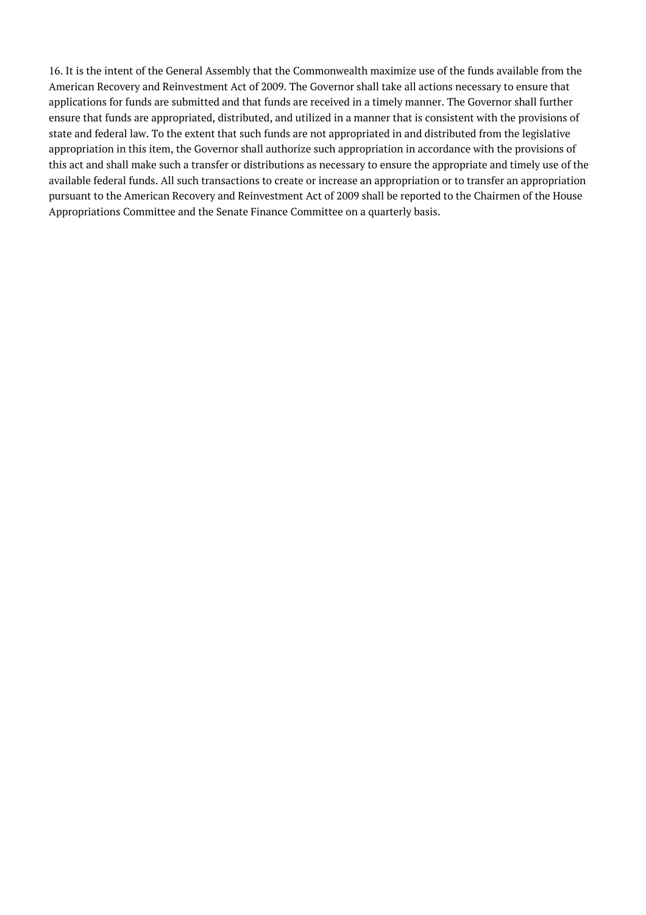16. It is the intent of the General Assembly that the Commonwealth maximize use of the funds available from the American Recovery and Reinvestment Act of 2009. The Governor shall take all actions necessary to ensure that applications for funds are submitted and that funds are received in a timely manner. The Governor shall further ensure that funds are appropriated, distributed, and utilized in a manner that is consistent with the provisions of state and federal law. To the extent that such funds are not appropriated in and distributed from the legislative appropriation in this item, the Governor shall authorize such appropriation in accordance with the provisions of this act and shall make such a transfer or distributions as necessary to ensure the appropriate and timely use of the available federal funds. All such transactions to create or increase an appropriation or to transfer an appropriation pursuant to the American Recovery and Reinvestment Act of 2009 shall be reported to the Chairmen of the House Appropriations Committee and the Senate Finance Committee on a quarterly basis.